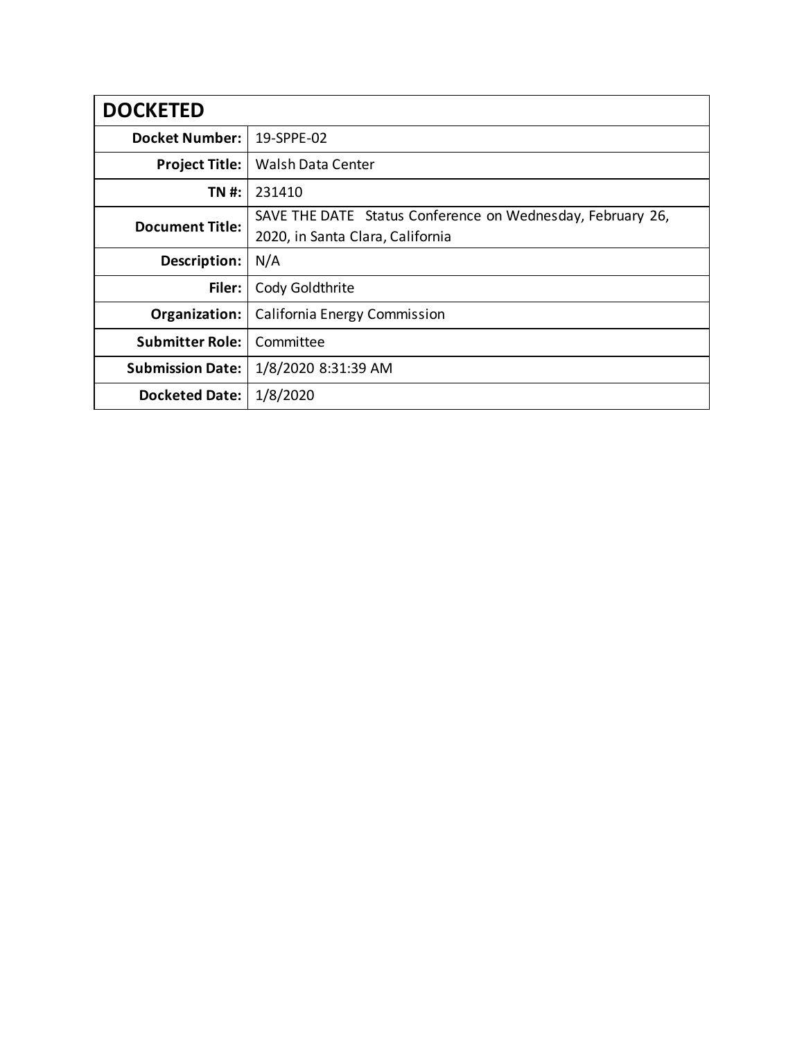| DOCKETED | |
|---|---|
| **Docket Number:** | 19-SPPE-02 |
| **Project Title:** | Walsh Data Center |
| **TN #:** | 231410 |
| **Document Title:** | SAVE THE DATE Status Conference on Wednesday, February 26, 2020, in Santa Clara, California |
| **Description:** | N/A |
| **Filer:** | Cody Goldthrite |
| **Organization:** | California Energy Commission |
| **Submitter Role:** | Committee |
| **Submission Date:** | 1/8/2020 8:31:39 AM |
| **Docketed Date:** | 1/8/2020 |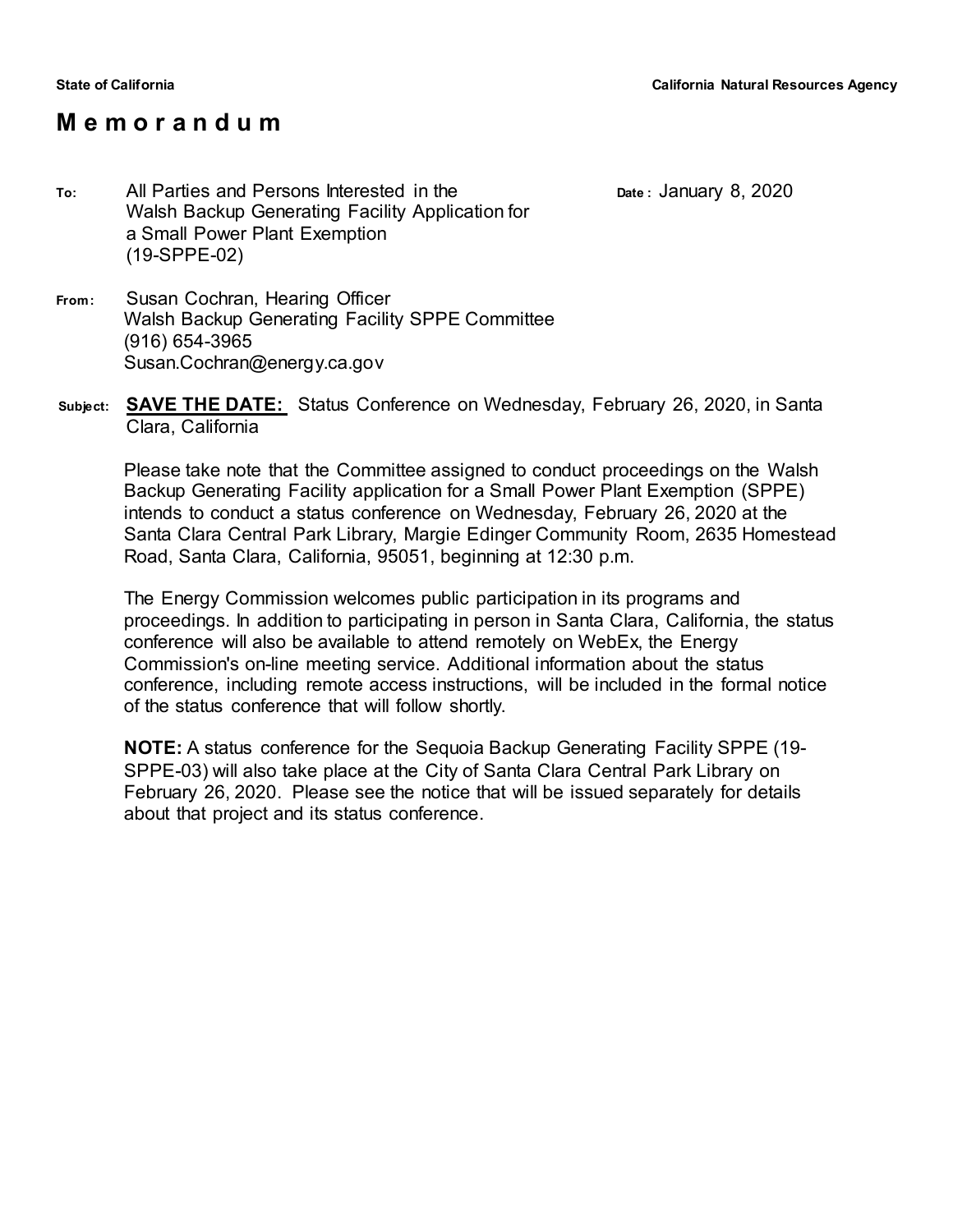**State of California** **California Natural Resources Agency**

# M e m o r a n d u m

**To:** All Parties and Persons Interested in the Walsh Backup Generating Facility Application for a Small Power Plant Exemption (19-SPPE-02)

**Date:** January 8, 2020

**From:** Susan Cochran, Hearing Officer
Walsh Backup Generating Facility SPPE Committee
(916) 654-3965
Susan.Cochran@energy.ca.gov

**Subject:** **SAVE THE DATE:** Status Conference on Wednesday, February 26, 2020, in Santa Clara, California

Please take note that the Committee assigned to conduct proceedings on the Walsh Backup Generating Facility application for a Small Power Plant Exemption (SPPE) intends to conduct a status conference on Wednesday, February 26, 2020 at the Santa Clara Central Park Library, Margie Edinger Community Room, 2635 Homestead Road, Santa Clara, California, 95051, beginning at 12:30 p.m.

The Energy Commission welcomes public participation in its programs and proceedings. In addition to participating in person in Santa Clara, California, the status conference will also be available to attend remotely on WebEx, the Energy Commission's on-line meeting service. Additional information about the status conference, including remote access instructions, will be included in the formal notice of the status conference that will follow shortly.

**NOTE:** A status conference for the Sequoia Backup Generating Facility SPPE (19-SPPE-03) will also take place at the City of Santa Clara Central Park Library on February 26, 2020. Please see the notice that will be issued separately for details about that project and its status conference.